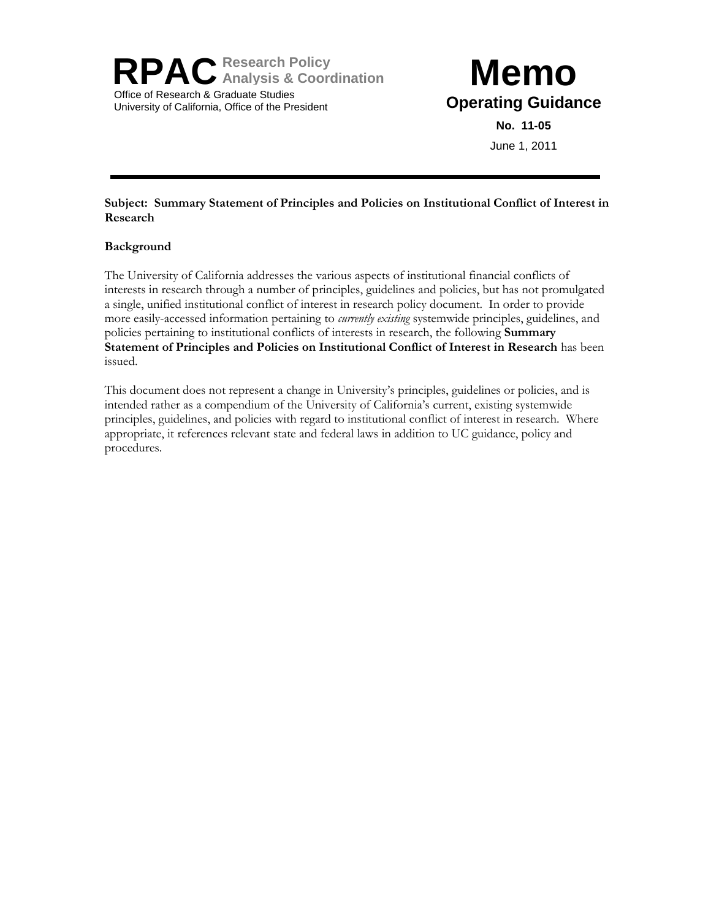**RPAC** Research Policy Analysis & Coordination
Office of Research & Graduate Studies
University of California, Office of the President

# Memo

## Operating Guidance

**No. 11-05**

June 1, 2011

---

**Subject: Summary Statement of Principles and Policies on Institutional Conflict of Interest in Research**

**Background**

The University of California addresses the various aspects of institutional financial conflicts of interests in research through a number of principles, guidelines and policies, but has not promulgated a single, unified institutional conflict of interest in research policy document. In order to provide more easily-accessed information pertaining to *currently existing* systemwide principles, guidelines, and policies pertaining to institutional conflicts of interests in research, the following **Summary Statement of Principles and Policies on Institutional Conflict of Interest in Research** has been issued.

This document does not represent a change in University's principles, guidelines or policies, and is intended rather as a compendium of the University of California's current, existing systemwide principles, guidelines, and policies with regard to institutional conflict of interest in research. Where appropriate, it references relevant state and federal laws in addition to UC guidance, policy and procedures.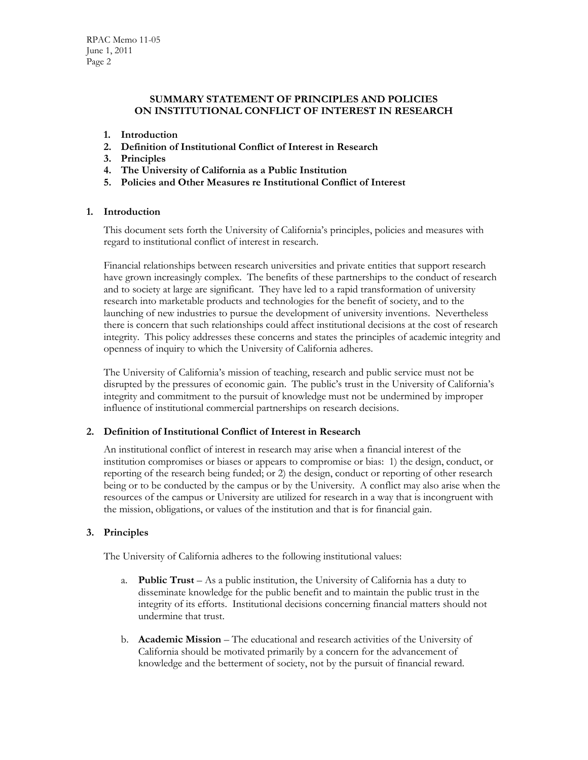## SUMMARY STATEMENT OF PRINCIPLES AND POLICIES ON INSTITUTIONAL CONFLICT OF INTEREST IN RESEARCH

1. **Introduction**
2. **Definition of Institutional Conflict of Interest in Research**
3. **Principles**
4. **The University of California as a Public Institution**
5. **Policies and Other Measures re Institutional Conflict of Interest**

### 1. Introduction

This document sets forth the University of California's principles, policies and measures with regard to institutional conflict of interest in research.

Financial relationships between research universities and private entities that support research have grown increasingly complex. The benefits of these partnerships to the conduct of research and to society at large are significant. They have led to a rapid transformation of university research into marketable products and technologies for the benefit of society, and to the launching of new industries to pursue the development of university inventions. Nevertheless there is concern that such relationships could affect institutional decisions at the cost of research integrity. This policy addresses these concerns and states the principles of academic integrity and openness of inquiry to which the University of California adheres.

The University of California's mission of teaching, research and public service must not be disrupted by the pressures of economic gain. The public's trust in the University of California's integrity and commitment to the pursuit of knowledge must not be undermined by improper influence of institutional commercial partnerships on research decisions.

### 2. Definition of Institutional Conflict of Interest in Research

An institutional conflict of interest in research may arise when a financial interest of the institution compromises or biases or appears to compromise or bias: 1) the design, conduct, or reporting of the research being funded; or 2) the design, conduct or reporting of other research being or to be conducted by the campus or by the University. A conflict may also arise when the resources of the campus or University are utilized for research in a way that is incongruent with the mission, obligations, or values of the institution and that is for financial gain.

### 3. Principles

The University of California adheres to the following institutional values:

a. **Public Trust** – As a public institution, the University of California has a duty to disseminate knowledge for the public benefit and to maintain the public trust in the integrity of its efforts. Institutional decisions concerning financial matters should not undermine that trust.

b. **Academic Mission** – The educational and research activities of the University of California should be motivated primarily by a concern for the advancement of knowledge and the betterment of society, not by the pursuit of financial reward.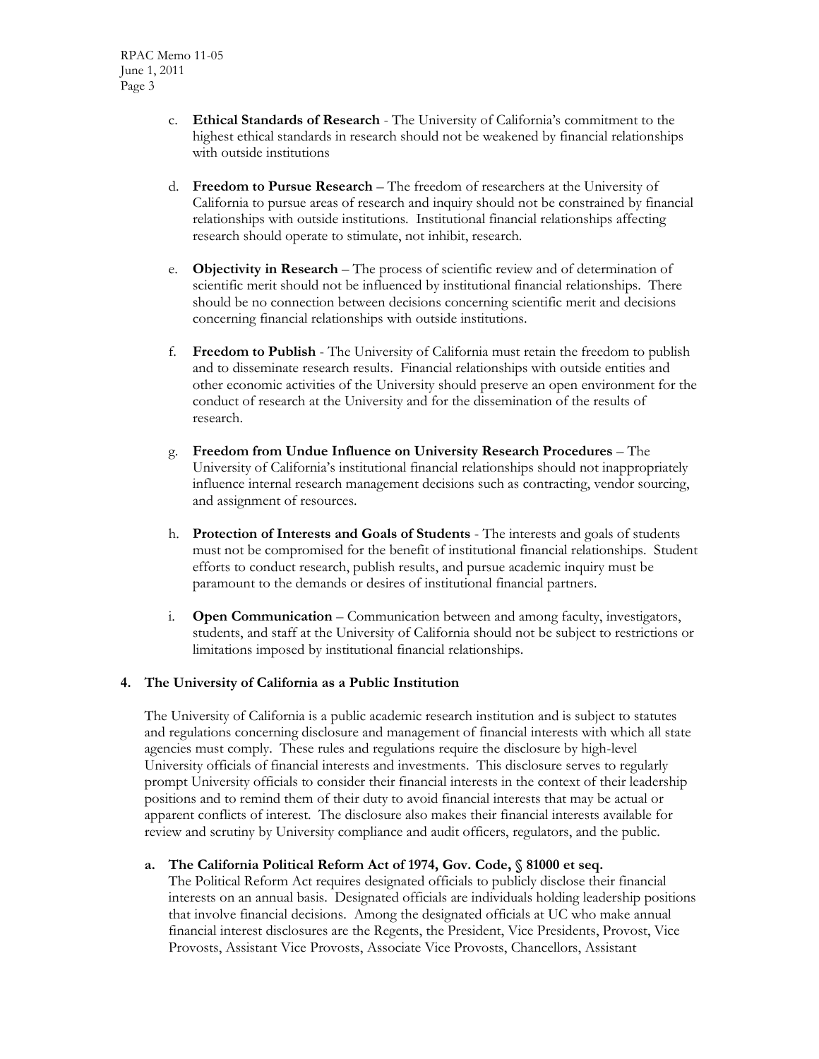c. **Ethical Standards of Research** - The University of California's commitment to the highest ethical standards in research should not be weakened by financial relationships with outside institutions

d. **Freedom to Pursue Research** – The freedom of researchers at the University of California to pursue areas of research and inquiry should not be constrained by financial relationships with outside institutions. Institutional financial relationships affecting research should operate to stimulate, not inhibit, research.

e. **Objectivity in Research** – The process of scientific review and of determination of scientific merit should not be influenced by institutional financial relationships. There should be no connection between decisions concerning scientific merit and decisions concerning financial relationships with outside institutions.

f. **Freedom to Publish** - The University of California must retain the freedom to publish and to disseminate research results. Financial relationships with outside entities and other economic activities of the University should preserve an open environment for the conduct of research at the University and for the dissemination of the results of research.

g. **Freedom from Undue Influence on University Research Procedures** – The University of California's institutional financial relationships should not inappropriately influence internal research management decisions such as contracting, vendor sourcing, and assignment of resources.

h. **Protection of Interests and Goals of Students** - The interests and goals of students must not be compromised for the benefit of institutional financial relationships. Student efforts to conduct research, publish results, and pursue academic inquiry must be paramount to the demands or desires of institutional financial partners.

i. **Open Communication** – Communication between and among faculty, investigators, students, and staff at the University of California should not be subject to restrictions or limitations imposed by institutional financial relationships.

## 4. The University of California as a Public Institution

The University of California is a public academic research institution and is subject to statutes and regulations concerning disclosure and management of financial interests with which all state agencies must comply. These rules and regulations require the disclosure by high-level University officials of financial interests and investments. This disclosure serves to regularly prompt University officials to consider their financial interests in the context of their leadership positions and to remind them of their duty to avoid financial interests that may be actual or apparent conflicts of interest. The disclosure also makes their financial interests available for review and scrutiny by University compliance and audit officers, regulators, and the public.

**a. The California Political Reform Act of 1974, Gov. Code, § 81000 et seq.**

The Political Reform Act requires designated officials to publicly disclose their financial interests on an annual basis. Designated officials are individuals holding leadership positions that involve financial decisions. Among the designated officials at UC who make annual financial interest disclosures are the Regents, the President, Vice Presidents, Provost, Vice Provosts, Assistant Vice Provosts, Associate Vice Provosts, Chancellors, Assistant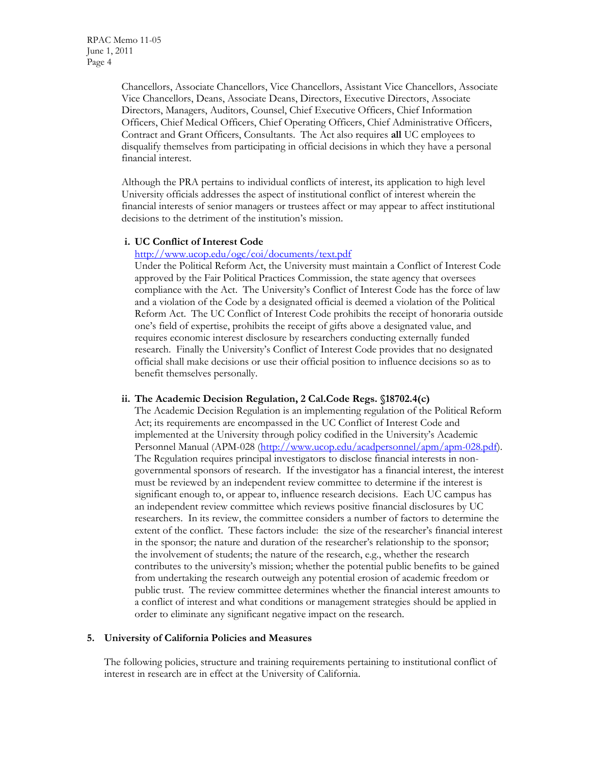Chancellors, Associate Chancellors, Vice Chancellors, Assistant Vice Chancellors, Associate Vice Chancellors, Deans, Associate Deans, Directors, Executive Directors, Associate Directors, Managers, Auditors, Counsel, Chief Executive Officers, Chief Information Officers, Chief Medical Officers, Chief Operating Officers, Chief Administrative Officers, Contract and Grant Officers, Consultants. The Act also requires **all** UC employees to disqualify themselves from participating in official decisions in which they have a personal financial interest.

Although the PRA pertains to individual conflicts of interest, its application to high level University officials addresses the aspect of institutional conflict of interest wherein the financial interests of senior managers or trustees affect or may appear to affect institutional decisions to the detriment of the institution's mission.

**i. UC Conflict of Interest Code**

http://www.ucop.edu/ogc/coi/documents/text.pdf

Under the Political Reform Act, the University must maintain a Conflict of Interest Code approved by the Fair Political Practices Commission, the state agency that oversees compliance with the Act. The University's Conflict of Interest Code has the force of law and a violation of the Code by a designated official is deemed a violation of the Political Reform Act. The UC Conflict of Interest Code prohibits the receipt of honoraria outside one's field of expertise, prohibits the receipt of gifts above a designated value, and requires economic interest disclosure by researchers conducting externally funded research. Finally the University's Conflict of Interest Code provides that no designated official shall make decisions or use their official position to influence decisions so as to benefit themselves personally.

**ii. The Academic Decision Regulation, 2 Cal.Code Regs. §18702.4(c)**

The Academic Decision Regulation is an implementing regulation of the Political Reform Act; its requirements are encompassed in the UC Conflict of Interest Code and implemented at the University through policy codified in the University's Academic Personnel Manual (APM-028 (http://www.ucop.edu/acadpersonnel/apm/apm-028.pdf). The Regulation requires principal investigators to disclose financial interests in non-governmental sponsors of research. If the investigator has a financial interest, the interest must be reviewed by an independent review committee to determine if the interest is significant enough to, or appear to, influence research decisions. Each UC campus has an independent review committee which reviews positive financial disclosures by UC researchers. In its review, the committee considers a number of factors to determine the extent of the conflict. These factors include: the size of the researcher's financial interest in the sponsor; the nature and duration of the researcher's relationship to the sponsor; the involvement of students; the nature of the research, e.g., whether the research contributes to the university's mission; whether the potential public benefits to be gained from undertaking the research outweigh any potential erosion of academic freedom or public trust. The review committee determines whether the financial interest amounts to a conflict of interest and what conditions or management strategies should be applied in order to eliminate any significant negative impact on the research.

## 5. University of California Policies and Measures

The following policies, structure and training requirements pertaining to institutional conflict of interest in research are in effect at the University of California.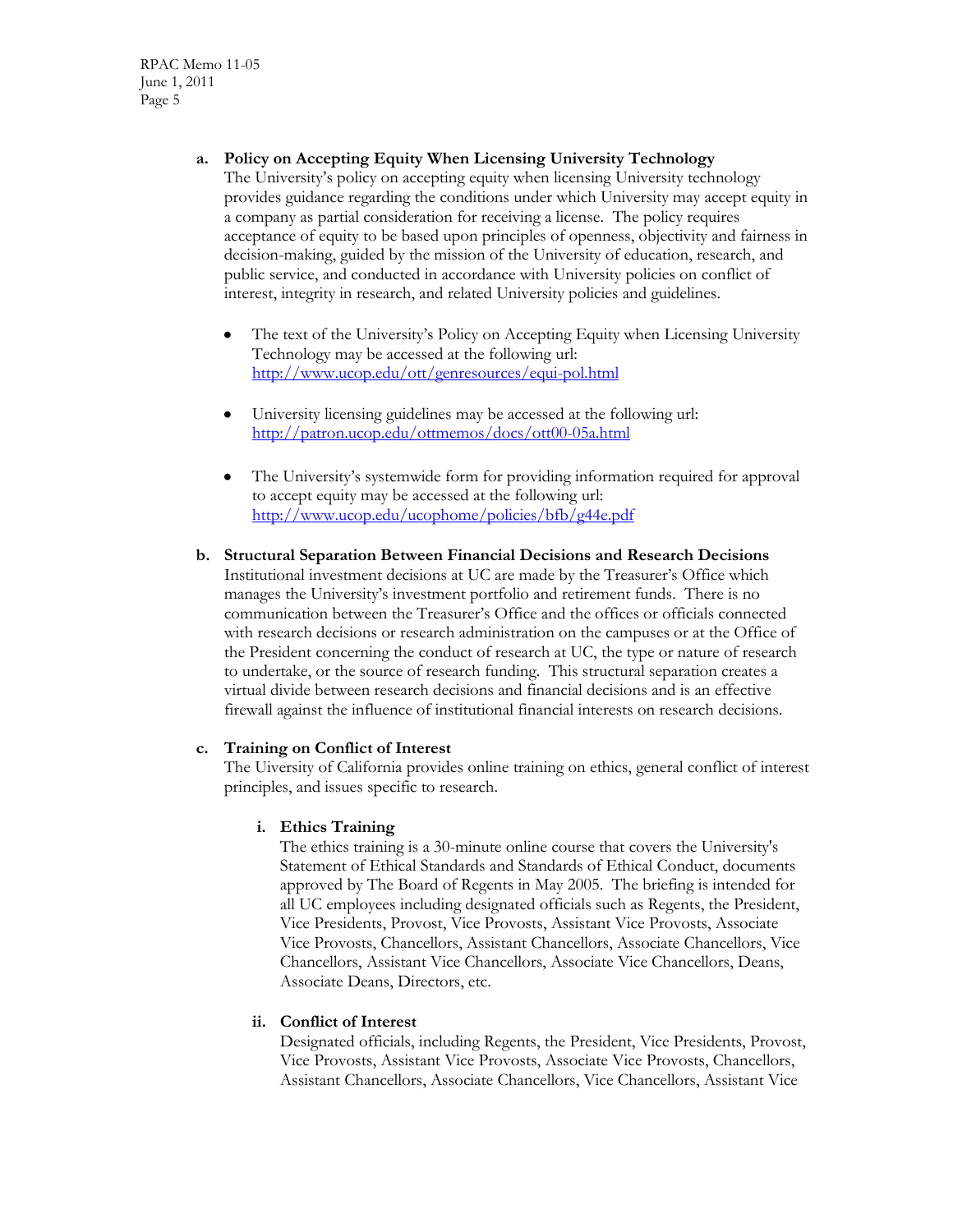**a. Policy on Accepting Equity When Licensing University Technology**

The University's policy on accepting equity when licensing University technology provides guidance regarding the conditions under which University may accept equity in a company as partial consideration for receiving a license. The policy requires acceptance of equity to be based upon principles of openness, objectivity and fairness in decision-making, guided by the mission of the University of education, research, and public service, and conducted in accordance with University policies on conflict of interest, integrity in research, and related University policies and guidelines.

- The text of the University's Policy on Accepting Equity when Licensing University Technology may be accessed at the following url: http://www.ucop.edu/ott/genresources/equi-pol.html

- University licensing guidelines may be accessed at the following url: http://patron.ucop.edu/ottmemos/docs/ott00-05a.html

- The University's systemwide form for providing information required for approval to accept equity may be accessed at the following url: http://www.ucop.edu/ucophome/policies/bfb/g44e.pdf

**b. Structural Separation Between Financial Decisions and Research Decisions**

Institutional investment decisions at UC are made by the Treasurer's Office which manages the University's investment portfolio and retirement funds. There is no communication between the Treasurer's Office and the offices or officials connected with research decisions or research administration on the campuses or at the Office of the President concerning the conduct of research at UC, the type or nature of research to undertake, or the source of research funding. This structural separation creates a virtual divide between research decisions and financial decisions and is an effective firewall against the influence of institutional financial interests on research decisions.

**c. Training on Conflict of Interest**

The Uiversity of California provides online training on ethics, general conflict of interest principles, and issues specific to research.

**i. Ethics Training**

The ethics training is a 30-minute online course that covers the University's Statement of Ethical Standards and Standards of Ethical Conduct, documents approved by The Board of Regents in May 2005. The briefing is intended for all UC employees including designated officials such as Regents, the President, Vice Presidents, Provost, Vice Provosts, Assistant Vice Provosts, Associate Vice Provosts, Chancellors, Assistant Chancellors, Associate Chancellors, Vice Chancellors, Assistant Vice Chancellors, Associate Vice Chancellors, Deans, Associate Deans, Directors, etc.

**ii. Conflict of Interest**

Designated officials, including Regents, the President, Vice Presidents, Provost, Vice Provosts, Assistant Vice Provosts, Associate Vice Provosts, Chancellors, Assistant Chancellors, Associate Chancellors, Vice Chancellors, Assistant Vice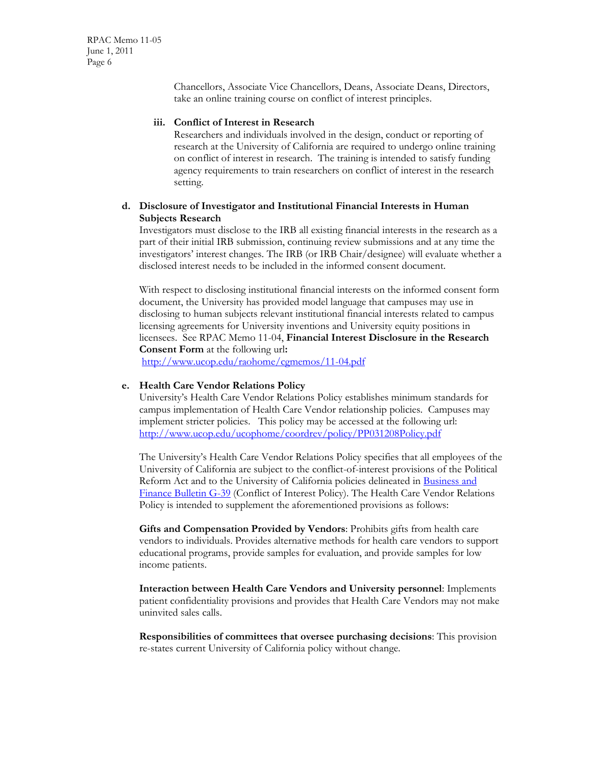Chancellors, Associate Vice Chancellors, Deans, Associate Deans, Directors, take an online training course on conflict of interest principles.

**iii. Conflict of Interest in Research**

Researchers and individuals involved in the design, conduct or reporting of research at the University of California are required to undergo online training on conflict of interest in research. The training is intended to satisfy funding agency requirements to train researchers on conflict of interest in the research setting.

**d. Disclosure of Investigator and Institutional Financial Interests in Human Subjects Research**

Investigators must disclose to the IRB all existing financial interests in the research as a part of their initial IRB submission, continuing review submissions and at any time the investigators' interest changes. The IRB (or IRB Chair/designee) will evaluate whether a disclosed interest needs to be included in the informed consent document.

With respect to disclosing institutional financial interests on the informed consent form document, the University has provided model language that campuses may use in disclosing to human subjects relevant institutional financial interests related to campus licensing agreements for University inventions and University equity positions in licensees. See RPAC Memo 11-04, **Financial Interest Disclosure in the Research Consent Form** at the following url**:**
[http://www.ucop.edu/raohome/cgmemos/11-04.pdf](http://www.ucop.edu/raohome/cgmemos/11-04.pdf)

**e. Health Care Vendor Relations Policy**

University's Health Care Vendor Relations Policy establishes minimum standards for campus implementation of Health Care Vendor relationship policies. Campuses may implement stricter policies. This policy may be accessed at the following url:
[http://www.ucop.edu/ucophome/coordrev/policy/PP031208Policy.pdf](http://www.ucop.edu/ucophome/coordrev/policy/PP031208Policy.pdf)

The University's Health Care Vendor Relations Policy specifies that all employees of the University of California are subject to the conflict-of-interest provisions of the Political Reform Act and to the University of California policies delineated in Business and Finance Bulletin G-39 (Conflict of Interest Policy). The Health Care Vendor Relations Policy is intended to supplement the aforementioned provisions as follows:

**Gifts and Compensation Provided by Vendors**: Prohibits gifts from health care vendors to individuals. Provides alternative methods for health care vendors to support educational programs, provide samples for evaluation, and provide samples for low income patients.

**Interaction between Health Care Vendors and University personnel**: Implements patient confidentiality provisions and provides that Health Care Vendors may not make uninvited sales calls.

**Responsibilities of committees that oversee purchasing decisions**: This provision re-states current University of California policy without change.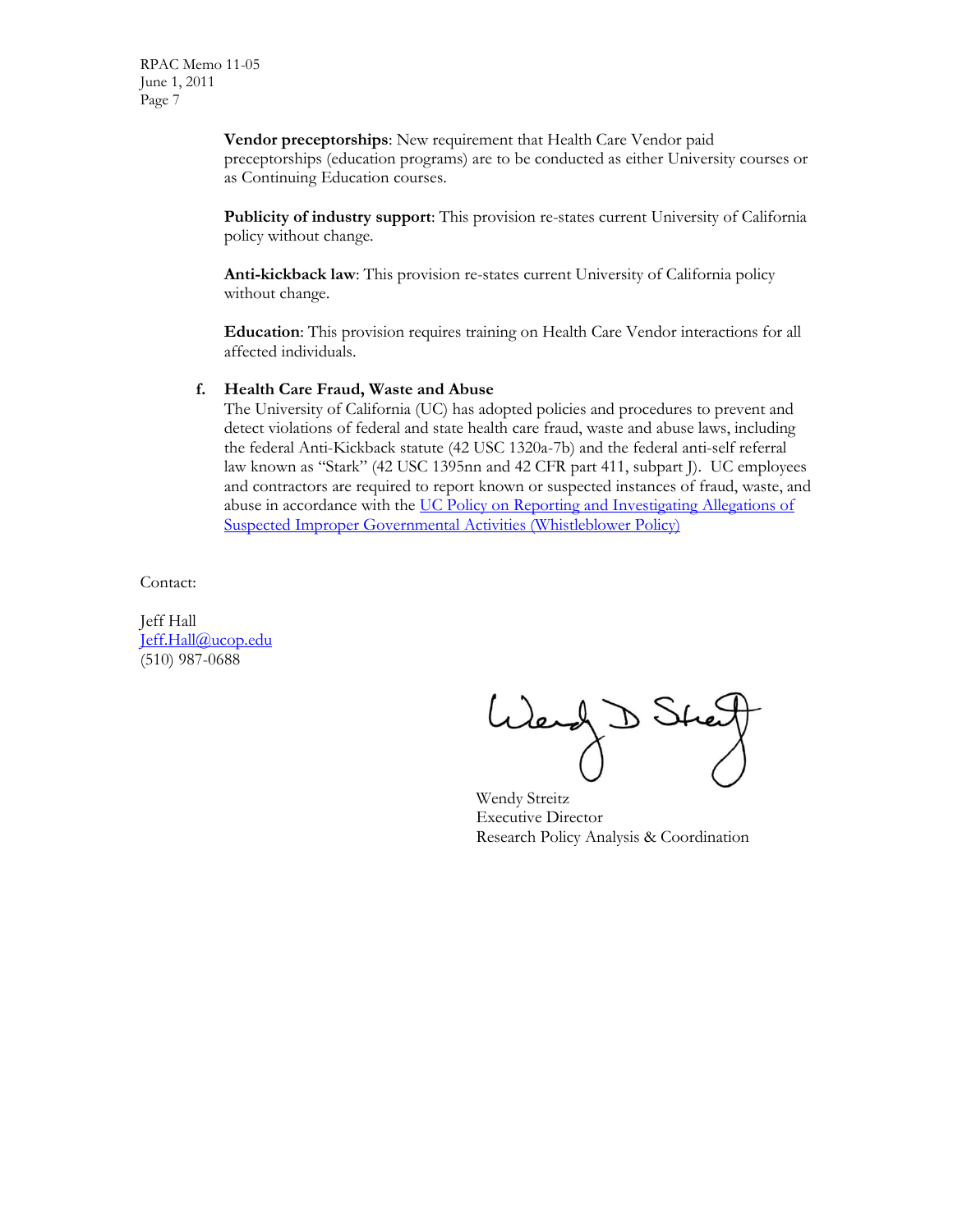**Vendor preceptorships**: New requirement that Health Care Vendor paid preceptorships (education programs) are to be conducted as either University courses or as Continuing Education courses.

**Publicity of industry support**: This provision re-states current University of California policy without change.

**Anti-kickback law**: This provision re-states current University of California policy without change.

**Education**: This provision requires training on Health Care Vendor interactions for all affected individuals.

**f. Health Care Fraud, Waste and Abuse**

The University of California (UC) has adopted policies and procedures to prevent and detect violations of federal and state health care fraud, waste and abuse laws, including the federal Anti-Kickback statute (42 USC 1320a-7b) and the federal anti-self referral law known as "Stark" (42 USC 1395nn and 42 CFR part 411, subpart J). UC employees and contractors are required to report known or suspected instances of fraud, waste, and abuse in accordance with the UC Policy on Reporting and Investigating Allegations of Suspected Improper Governmental Activities (Whistleblower Policy)

Contact:

Jeff Hall
Jeff.Hall@ucop.edu
(510) 987-0688

Wendy Streitz
Executive Director
Research Policy Analysis & Coordination